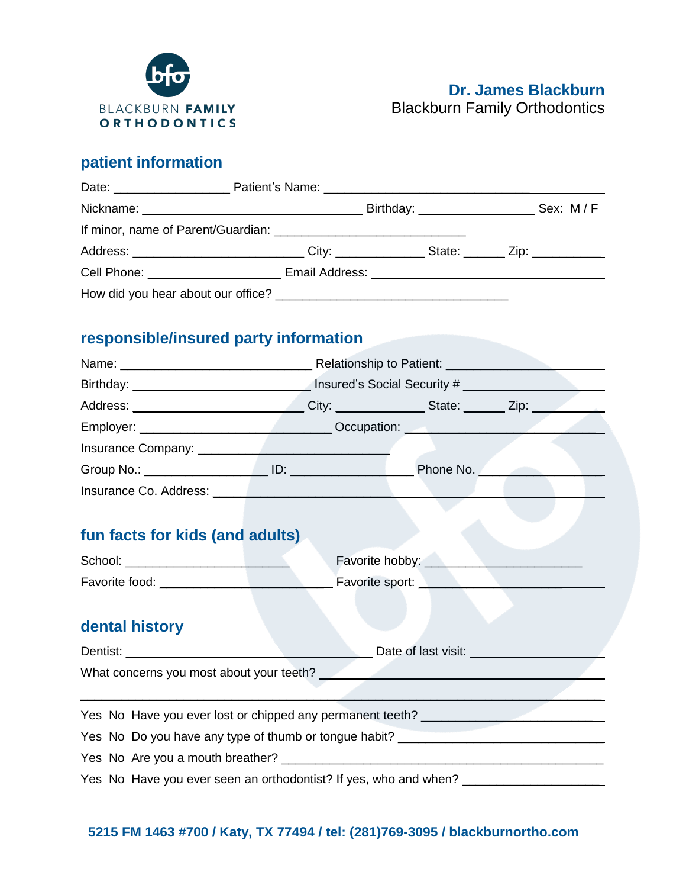BLACKBURN **FAMILY**
**ORTHODONTICS**

**Dr. James Blackburn**
Blackburn Family Orthodontics

## patient information

Date: ________________ Patient's Name: ______________________________________

Nickname: ______________________________ Birthday: ________________ Sex: M / F

If minor, name of Parent/Guardian: ______________________________________

Address: ________________________ City: ____________ State: ______ Zip: __________

Cell Phone: __________________ Email Address: ________________________________

How did you hear about our office? ________________________________________

## responsible/insured party information

Name: ____________________________ Relationship to Patient: ____________________

Birthday: __________________________ Insured's Social Security # __________________

Address: __________________________ City: ____________ State: ______ Zip: __________

Employer: ____________________________ Occupation: ____________________________

Insurance Company: ____________________________

Group No.: ________________ ID: __________________ Phone No. __________________

Insurance Co. Address: ______________________________________________________

## fun facts for kids (and adults)

School: ______________________________ Favorite hobby: ________________________

Favorite food: __________________________ Favorite sport: _________________________

## dental history

Dentist: ____________________________________ Date of last visit: ___________________

What concerns you most about your teeth? ______________________________________

______________________________________________________________________

Yes No Have you ever lost or chipped any permanent teeth? _________________________

Yes No Do you have any type of thumb or tongue habit? ____________________________

Yes No Are you a mouth breather? ______________________________________________

Yes No Have you ever seen an orthodontist? If yes, who and when? ____________________

**5215 FM 1463 #700 / Katy, TX 77494 / tel: (281)769-3095 / blackburnortho.com**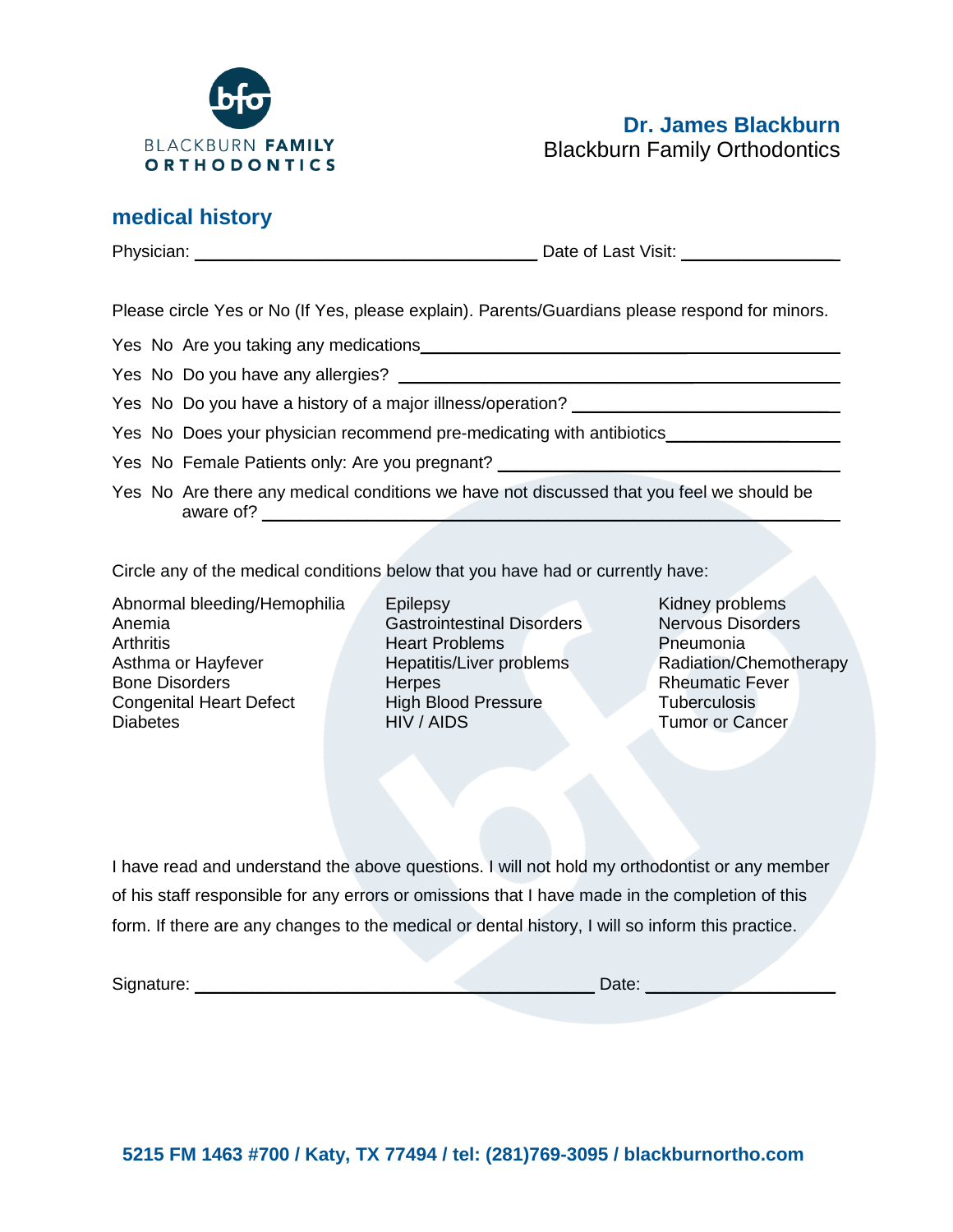**Dr. James Blackburn**
Blackburn Family Orthodontics

## medical history

Physician: ______________________ Date of Last Visit: ______________

Please circle Yes or No (If Yes, please explain). Parents/Guardians please respond for minors.

Yes No Are you taking any medications______________________

Yes No Do you have any allergies? ______________________

Yes No Do you have a history of a major illness/operation? ______________________

Yes No Does your physician recommend pre-medicating with antibiotics______________________

Yes No Female Patients only: Are you pregnant? ______________________

Yes No Are there any medical conditions we have not discussed that you feel we should be aware of? ______________________

Circle any of the medical conditions below that you have had or currently have:

Abnormal bleeding/Hemophilia
Anemia
Arthritis
Asthma or Hayfever
Bone Disorders
Congenital Heart Defect
Diabetes
Epilepsy
Gastrointestinal Disorders
Heart Problems
Hepatitis/Liver problems
Herpes
High Blood Pressure
HIV / AIDS
Kidney problems
Nervous Disorders
Pneumonia
Radiation/Chemotherapy
Rheumatic Fever
Tuberculosis
Tumor or Cancer

I have read and understand the above questions. I will not hold my orthodontist or any member of his staff responsible for any errors or omissions that I have made in the completion of this form. If there are any changes to the medical or dental history, I will so inform this practice.

Signature: ______________________ Date: ______________

**5215 FM 1463 #700 / Katy, TX 77494 / tel: (281)769-3095 / blackburnortho.com**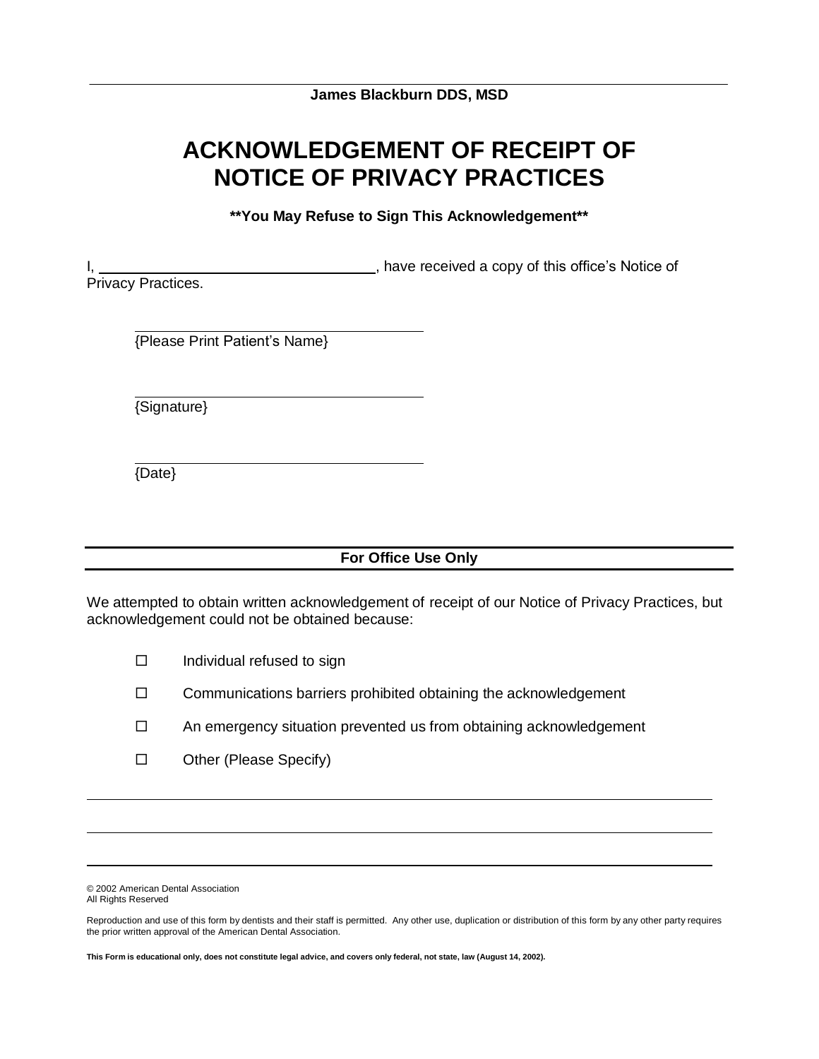**James Blackburn DDS, MSD**

# ACKNOWLEDGEMENT OF RECEIPT OF NOTICE OF PRIVACY PRACTICES

****You May Refuse to Sign This Acknowledgement****

I, ________________________________, have received a copy of this office's Notice of Privacy Practices.

________________________________
{Please Print Patient's Name}

________________________________
{Signature}

________________________________
{Date}

---

**For Office Use Only**

---

We attempted to obtain written acknowledgement of receipt of our Notice of Privacy Practices, but acknowledgement could not be obtained because:

☐ Individual refused to sign

☐ Communications barriers prohibited obtaining the acknowledgement

☐ An emergency situation prevented us from obtaining acknowledgement

☐ Other (Please Specify)

________________________________________________________________________

________________________________________________________________________

________________________________________________________________________

© 2002 American Dental Association
All Rights Reserved

Reproduction and use of this form by dentists and their staff is permitted. Any other use, duplication or distribution of this form by any other party requires the prior written approval of the American Dental Association.

**This Form is educational only, does not constitute legal advice, and covers only federal, not state, law (August 14, 2002).**